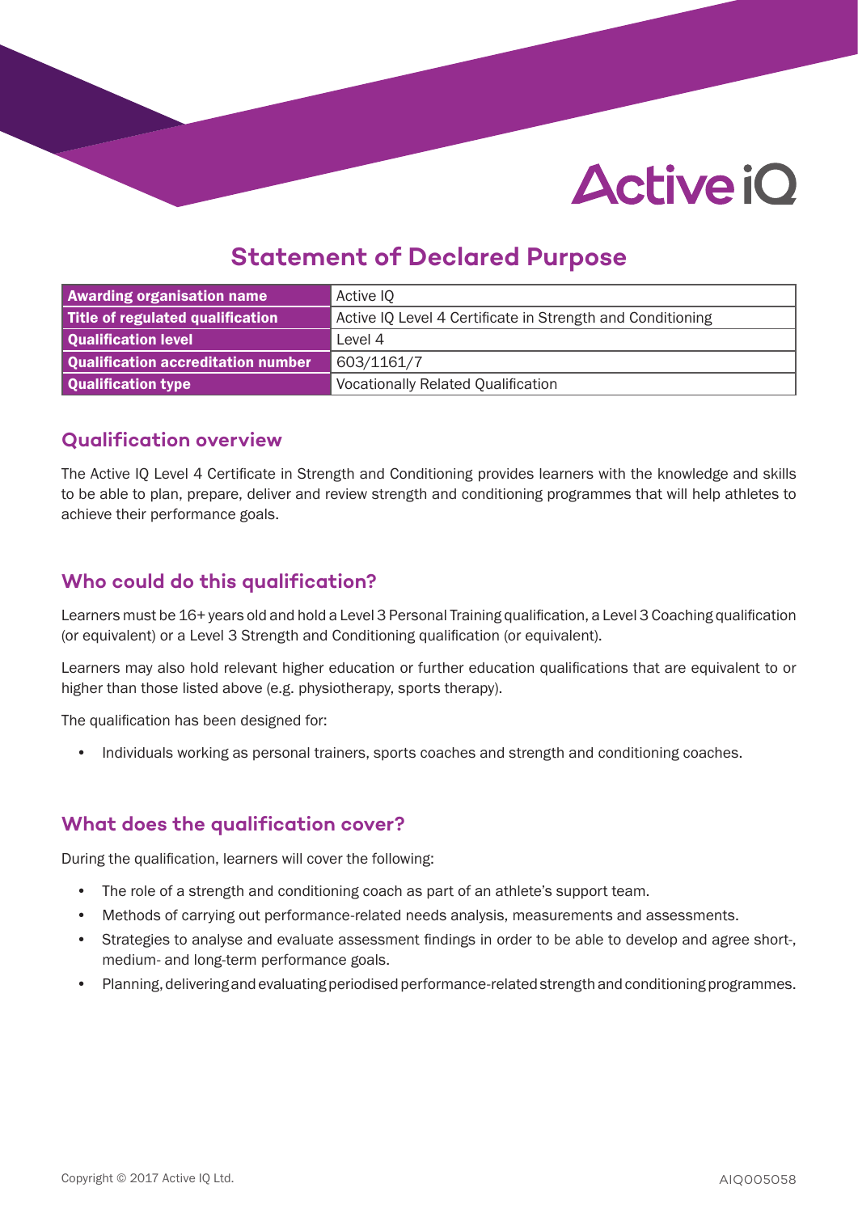# Statement of Declared Purpose

| Awarding organisation name | Active IQ |
|---|---|
| Title of regulated qualification | Active IQ Level 4 Certificate in Strength and Conditioning |
| Qualification level | Level 4 |
| Qualification accreditation number | 603/1161/7 |
| Qualification type | Vocationally Related Qualification |

## Qualification overview

The Active IQ Level 4 Certificate in Strength and Conditioning provides learners with the knowledge and skills to be able to plan, prepare, deliver and review strength and conditioning programmes that will help athletes to achieve their performance goals.

## Who could do this qualification?

Learners must be 16+ years old and hold a Level 3 Personal Training qualification, a Level 3 Coaching qualification (or equivalent) or a Level 3 Strength and Conditioning qualification (or equivalent).

Learners may also hold relevant higher education or further education qualifications that are equivalent to or higher than those listed above (e.g. physiotherapy, sports therapy).

The qualification has been designed for:

- Individuals working as personal trainers, sports coaches and strength and conditioning coaches.

## What does the qualification cover?

During the qualification, learners will cover the following:

- The role of a strength and conditioning coach as part of an athlete's support team.
- Methods of carrying out performance-related needs analysis, measurements and assessments.
- Strategies to analyse and evaluate assessment findings in order to be able to develop and agree short-, medium- and long-term performance goals.
- Planning, delivering and evaluating periodised performance-related strength and conditioning programmes.

Copyright © 2017 Active IQ Ltd.

AIQ005058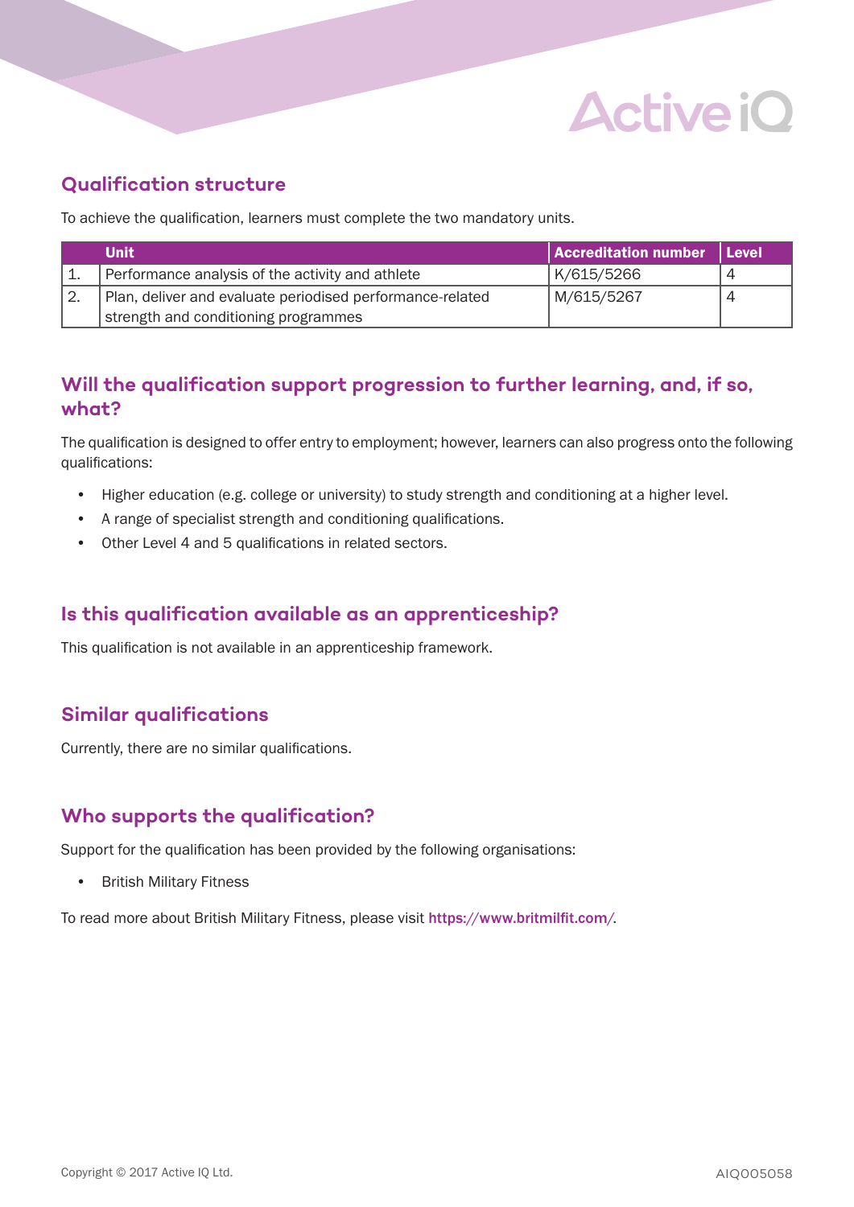## Qualification structure

To achieve the qualification, learners must complete the two mandatory units.

| | Unit | Accreditation number | Level |
|---|---|---|---|
| 1. | Performance analysis of the activity and athlete | K/615/5266 | 4 |
| 2. | Plan, deliver and evaluate periodised performance-related strength and conditioning programmes | M/615/5267 | 4 |

## Will the qualification support progression to further learning, and, if so, what?

The qualification is designed to offer entry to employment; however, learners can also progress onto the following qualifications:

- Higher education (e.g. college or university) to study strength and conditioning at a higher level.
- A range of specialist strength and conditioning qualifications.
- Other Level 4 and 5 qualifications in related sectors.

## Is this qualification available as an apprenticeship?

This qualification is not available in an apprenticeship framework.

## Similar qualifications

Currently, there are no similar qualifications.

## Who supports the qualification?

Support for the qualification has been provided by the following organisations:

- British Military Fitness

To read more about British Military Fitness, please visit https://www.britmilfit.com/.

Copyright © 2017 Active IQ Ltd.

AIQ005058